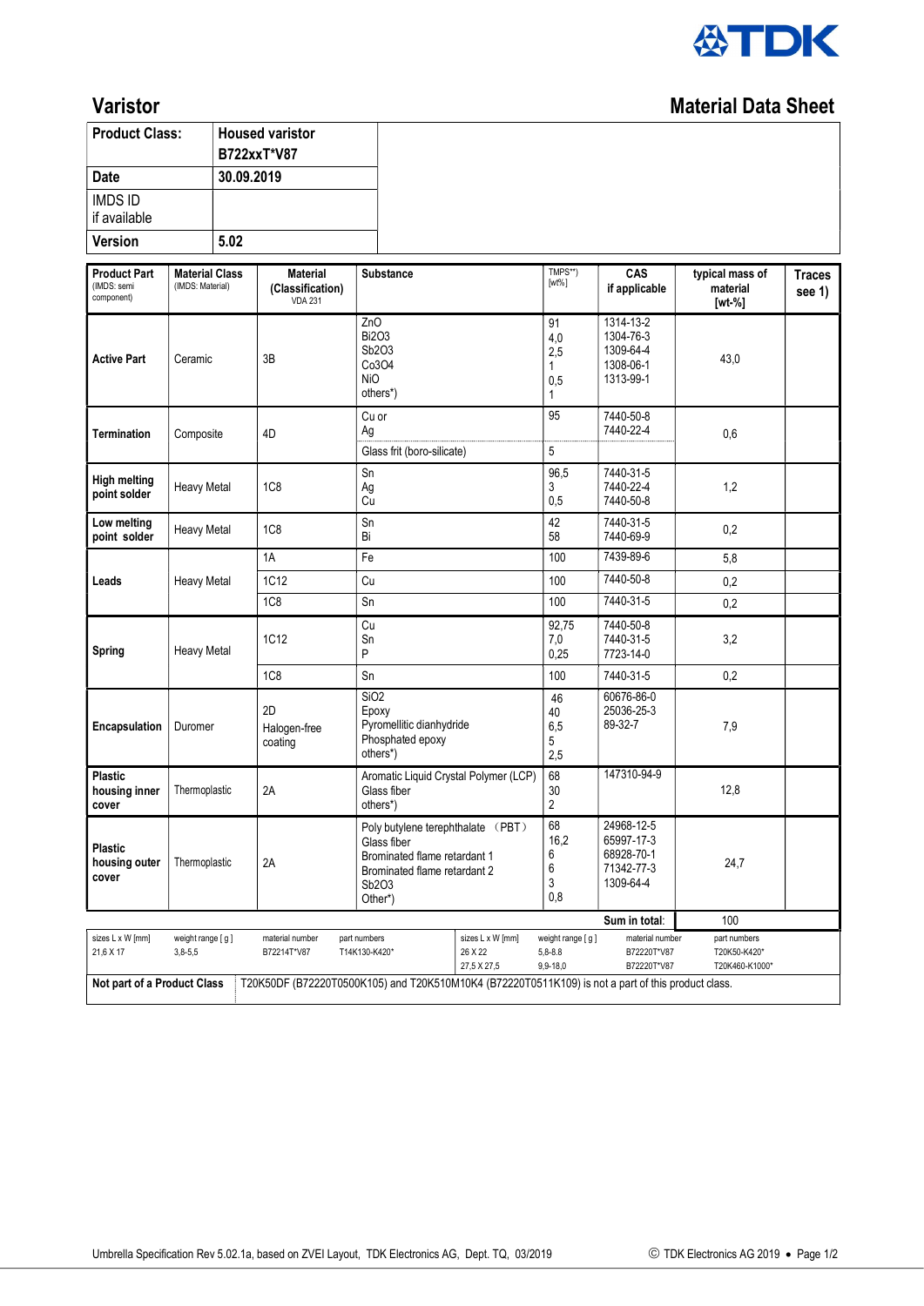**TDK**

# Varistor

## Material Data Sheet

| Product Class: | Housed varistor B722xxT*V87 |
|---|---|
| Date | 30.09.2019 |
| IMDS ID if available | |
| Version | 5.02 |

| Product Part (IMDS: semi component) | Material Class (IMDS: Material) | Material (Classification) VDA 231 | Substance | TMPS**) [wt%] | CAS if applicable | typical mass of material [wt-%] | Traces see 1) |
|---|---|---|---|---|---|---|---|
| Active Part | Ceramic | 3B | ZnO<br>$Bi_2O_3$<br>$Sb_2O_3$<br>$Co_3O_4$<br>NiO<br>others*) | 91<br>4,0<br>2,5<br>1<br>0,5<br>1 | 1314-13-2<br>1304-76-3<br>1309-64-4<br>1308-06-1<br>1313-99-1 | 43,0 | |
| Termination | Composite | 4D | Cu or<br>Ag | 95 | 7440-50-8<br>7440-22-4 | 0,6 | |
| | | | Glass frit (boro-silicate) | 5 | | | |
| High melting point solder | Heavy Metal | 1C8 | Sn<br>Ag<br>Cu | 96,5<br>3<br>0,5 | 7440-31-5<br>7440-22-4<br>7440-50-8 | 1,2 | |
| Low melting point solder | Heavy Metal | 1C8 | Sn<br>Bi | 42<br>58 | 7440-31-5<br>7440-69-9 | 0,2 | |
| Leads | Heavy Metal | 1A | Fe | 100 | 7439-89-6 | 5,8 | |
| | | 1C12 | Cu | 100 | 7440-50-8 | 0,2 | |
| | | 1C8 | Sn | 100 | 7440-31-5 | 0,2 | |
| Spring | Heavy Metal | 1C12 | Cu<br>Sn<br>P | 92,75<br>7,0<br>0,25 | 7440-50-8<br>7440-31-5<br>7723-14-0 | 3,2 | |
| | | 1C8 | Sn | 100 | 7440-31-5 | 0,2 | |
| Encapsulation | Duromer | 2D<br>Halogen-free coating | $SiO_2$<br>Epoxy<br>Pyromellitic dianhydride<br>Phosphated epoxy<br>others*) | 46<br>40<br>6,5<br>5<br>2,5 | 60676-86-0<br>25036-25-3<br>89-32-7 | 7,9 | |
| Plastic housing inner cover | Thermoplastic | 2A | Aromatic Liquid Crystal Polymer (LCP)<br>Glass fiber<br>others*) | 68<br>30<br>2 | 147310-94-9 | 12,8 | |
| Plastic housing outer cover | Thermoplastic | 2A | Poly butylene terephthalate （PBT）<br>Glass fiber<br>Brominated flame retardant 1<br>Brominated flame retardant 2<br>$Sb_2O_3$<br>Other*) | 68<br>16,2<br>6<br>6<br>3<br>0,8 | 24968-12-5<br>65997-17-3<br>68928-70-1<br>71342-77-3<br>1309-64-4 | 24,7 | |
| | | | | | Sum in total: | 100 | |

| sizes L x W [mm] | weight range [ g ] | material number | part numbers | sizes L x W [mm] | weight range [ g ] | material number | part numbers |
|---|---|---|---|---|---|---|---|
| 21,6 X 17 | 3,8-5,5 | B72214T*V87 | T14K130-K420* | 26 X 22 | 5,8-8.8 | B72220T*V87 | T20K50-K420* |
| | | | | 27,5 X 27,5 | 9,9-18,0 | B72220T*V87 | T20K460-K1000* |

| Not part of a Product Class | T20K50DF (B72220T0500K105) and T20K510M10K4 (B72220T0511K109) is not a part of this product class. |
|---|---|

Umbrella Specification Rev 5.02.1a, based on ZVEI Layout, TDK Electronics AG, Dept. TQ, 03/2019

© TDK Electronics AG 2019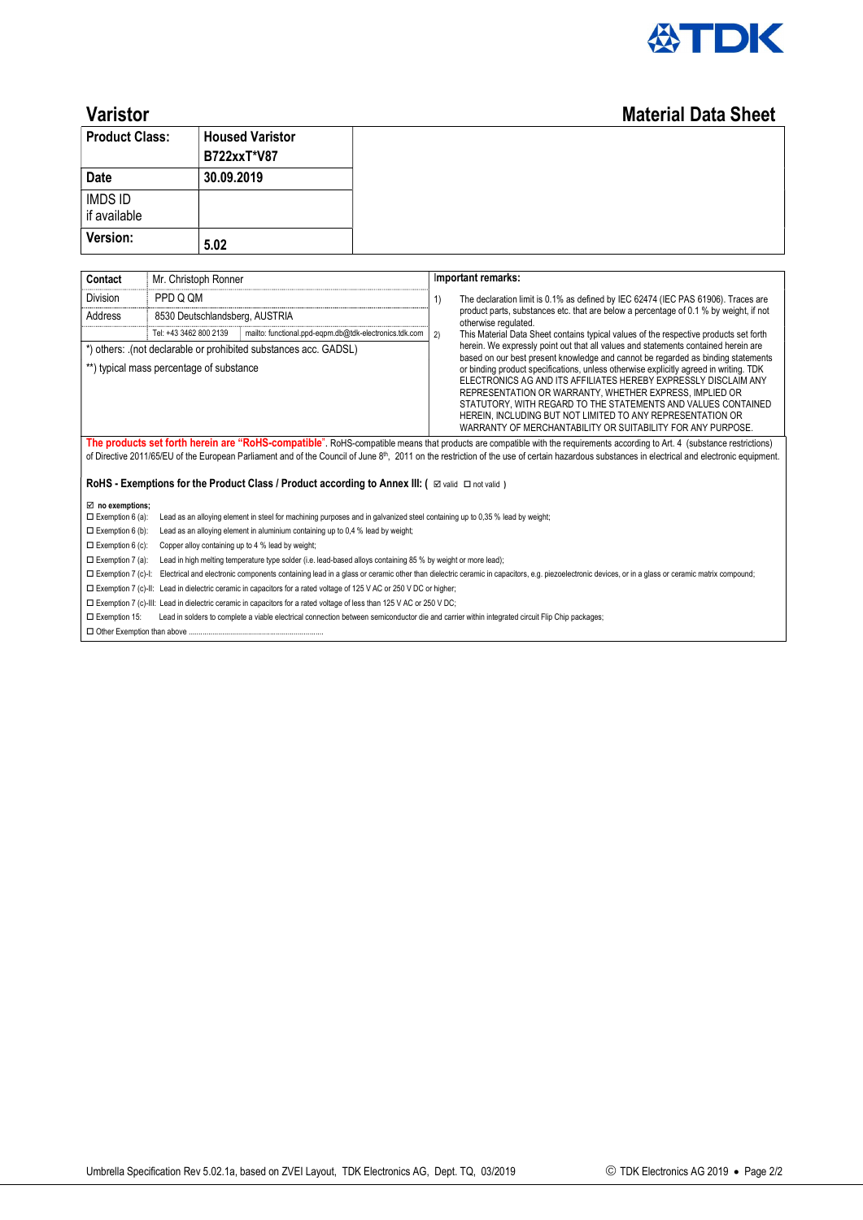## Varistor — Material Data Sheet

| | |
|---|---|
| **Product Class:** | **Housed Varistor B722xxT*V87** |
| **Date** | **30.09.2019** |
| IMDS ID if available | |
| **Version:** | **5.02** |

| | | |
|---|---|---|
| **Contact** | Mr. Christoph Ronner | |
| Division | PPD Q QM | |
| Address | 8530 Deutschlandsberg, AUSTRIA | |
| | Tel: +43 3462 800 2139 | mailto: functional.ppd-eqpm.db@tdk-electronics.tdk.com |

*) others: .(not declarable or prohibited substances acc. GADSL)

**) typical mass percentage of substance

**Important remarks:**

1) The declaration limit is 0.1% as defined by IEC 62474 (IEC PAS 61906). Traces are product parts, substances etc. that are below a percentage of 0.1 % by weight, if not otherwise regulated.

2) This Material Data Sheet contains typical values of the respective products set forth herein. We expressly point out that all values and statements contained herein are based on our best present knowledge and cannot be regarded as binding statements or binding product specifications, unless otherwise explicitly agreed in writing. TDK ELECTRONICS AG AND ITS AFFILIATES HEREBY EXPRESSLY DISCLAIM ANY REPRESENTATION OR WARRANTY, WHETHER EXPRESS, IMPLIED OR STATUTORY, WITH REGARD TO THE STATEMENTS AND VALUES CONTAINED HEREIN, INCLUDING BUT NOT LIMITED TO ANY REPRESENTATION OR WARRANTY OF MERCHANTABILITY OR SUITABILITY FOR ANY PURPOSE.

**The products set forth herein are "RoHS-compatible"**. RoHS-compatible means that products are compatible with the requirements according to Art. 4 (substance restrictions) of Directive 2011/65/EU of the European Parliament and of the Council of June 8th, 2011 on the restriction of the use of certain hazardous substances in electrical and electronic equipment.

**RoHS - Exemptions for the Product Class / Product according to Annex III: (** ☑ valid ☐ not valid **)**

☑ **no exemptions;**

☐ Exemption 6 (a): Lead as an alloying element in steel for machining purposes and in galvanized steel containing up to 0,35 % lead by weight;

☐ Exemption 6 (b): Lead as an alloying element in aluminium containing up to 0,4 % lead by weight;

☐ Exemption 6 (c): Copper alloy containing up to 4 % lead by weight;

☐ Exemption 7 (a): Lead in high melting temperature type solder (i.e. lead-based alloys containing 85 % by weight or more lead);

☐ Exemption 7 (c)-I: Electrical and electronic components containing lead in a glass or ceramic other than dielectric ceramic in capacitors, e.g. piezoelectronic devices, or in a glass or ceramic matrix compound;

☐ Exemption 7 (c)-II: Lead in dielectric ceramic in capacitors for a rated voltage of 125 V AC or 250 V DC or higher;

☐ Exemption 7 (c)-III: Lead in dielectric ceramic in capacitors for a rated voltage of less than 125 V AC or 250 V DC;

☐ Exemption 15: Lead in solders to complete a viable electrical connection between semiconductor die and carrier within integrated circuit Flip Chip packages;

☐ Other Exemption than above ......................................................................

Umbrella Specification Rev 5.02.1a, based on ZVEI Layout, TDK Electronics AG, Dept. TQ, 03/2019 © TDK Electronics AG 2019